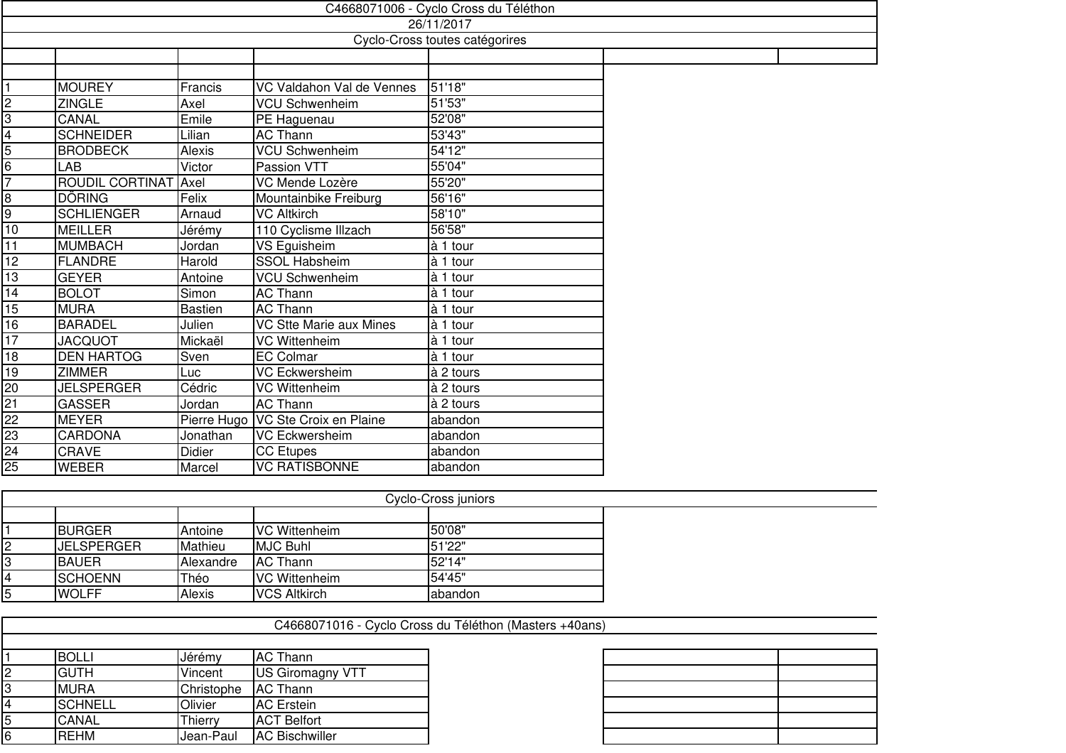# C4668071006 - Cyclo Cross du Téléthon

26/11/2017

## Cyclo-Cross toutes catégorires

| | | | | |
|---|---|---|---|---|
| 1 | MOUREY | Francis | VC Valdahon Val de Vennes | 51'18" |
| 2 | ZINGLE | Axel | VCU Schwenheim | 51'53" |
| 3 | CANAL | Emile | PE Haguenau | 52'08" |
| 4 | SCHNEIDER | Lilian | AC Thann | 53'43" |
| 5 | BRODBECK | Alexis | VCU Schwenheim | 54'12" |
| 6 | LAB | Victor | Passion VTT | 55'04" |
| 7 | ROUDIL CORTINAT | Axel | VC Mende Lozère | 55'20" |
| 8 | DÖRING | Felix | Mountainbike Freiburg | 56'16" |
| 9 | SCHLIENGER | Arnaud | VC Altkirch | 58'10" |
| 10 | MEILLER | Jérémy | 110 Cyclisme Illzach | 56'58" |
| 11 | MUMBACH | Jordan | VS Eguisheim | à 1 tour |
| 12 | FLANDRE | Harold | SSOL Habsheim | à 1 tour |
| 13 | GEYER | Antoine | VCU Schwenheim | à 1 tour |
| 14 | BOLOT | Simon | AC Thann | à 1 tour |
| 15 | MURA | Bastien | AC Thann | à 1 tour |
| 16 | BARADEL | Julien | VC Stte Marie aux Mines | à 1 tour |
| 17 | JACQUOT | Mickaël | VC Wittenheim | à 1 tour |
| 18 | DEN HARTOG | Sven | EC Colmar | à 1 tour |
| 19 | ZIMMER | Luc | VC Eckwersheim | à 2 tours |
| 20 | JELSPERGER | Cédric | VC Wittenheim | à 2 tours |
| 21 | GASSER | Jordan | AC Thann | à 2 tours |
| 22 | MEYER | Pierre Hugo | VC Ste Croix en Plaine | abandon |
| 23 | CARDONA | Jonathan | VC Eckwersheim | abandon |
| 24 | CRAVE | Didier | CC Etupes | abandon |
| 25 | WEBER | Marcel | VC RATISBONNE | abandon |

## Cyclo-Cross juniors

| | | | | |
|---|---|---|---|---|
| 1 | BURGER | Antoine | VC Wittenheim | 50'08" |
| 2 | JELSPERGER | Mathieu | MJC Buhl | 51'22" |
| 3 | BAUER | Alexandre | AC Thann | 52'14" |
| 4 | SCHOENN | Théo | VC Wittenheim | 54'45" |
| 5 | WOLFF | Alexis | VCS Altkirch | abandon |

## C4668071016 - Cyclo Cross du Téléthon (Masters +40ans)

| | | | |
|---|---|---|---|
| 1 | BOLLI | Jérémy | AC Thann |
| 2 | GUTH | Vincent | US Giromagny VTT |
| 3 | MURA | Christophe | AC Thann |
| 4 | SCHNELL | Olivier | AC Erstein |
| 5 | CANAL | Thierry | ACT Belfort |
| 6 | REHM | Jean-Paul | AC Bischwiller |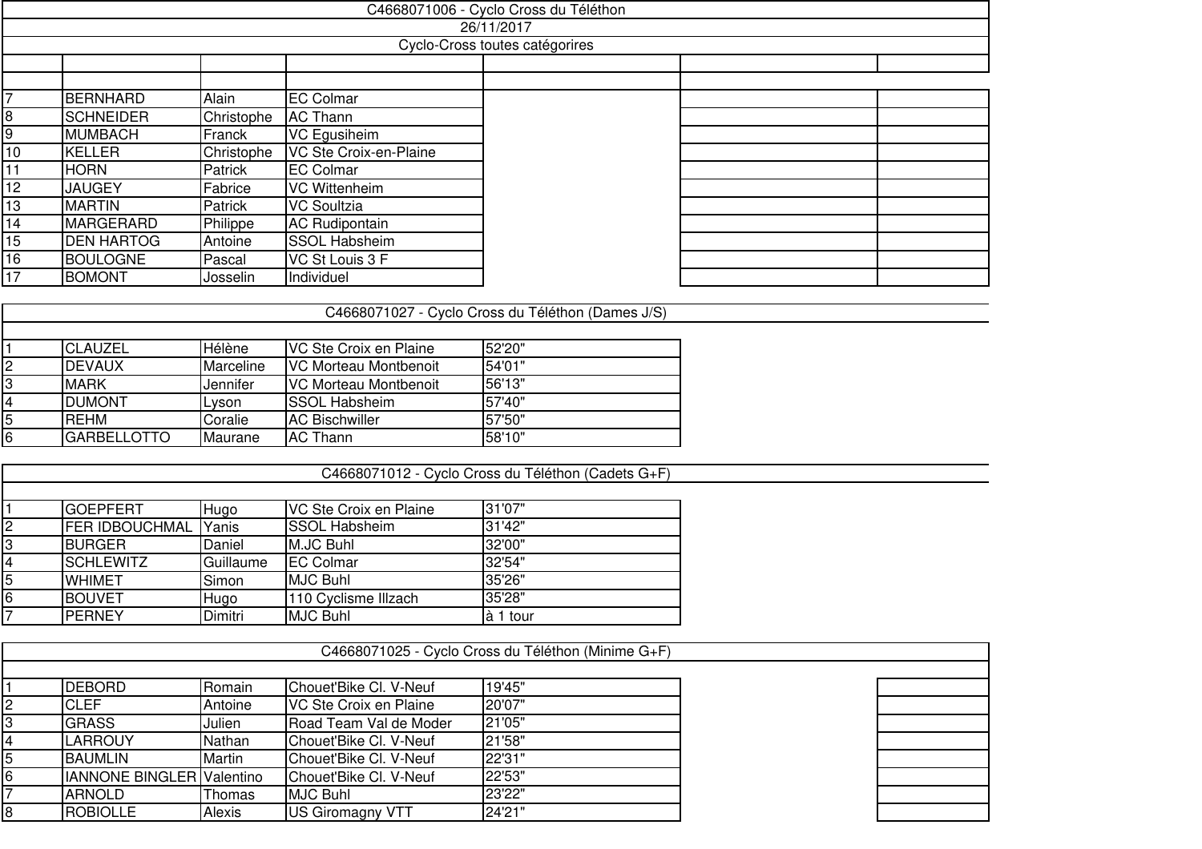C4668071006 - Cyclo Cross du Téléthon

26/11/2017

Cyclo-Cross toutes catégorires

| | | | | |
|---|---|---|---|---|
| 7 | BERNHARD | Alain | EC Colmar | |
| 8 | SCHNEIDER | Christophe | AC Thann | |
| 9 | MUMBACH | Franck | VC Egusiheim | |
| 10 | KELLER | Christophe | VC Ste Croix-en-Plaine | |
| 11 | HORN | Patrick | EC Colmar | |
| 12 | JAUGEY | Fabrice | VC Wittenheim | |
| 13 | MARTIN | Patrick | VC Soultzia | |
| 14 | MARGERARD | Philippe | AC Rudipontain | |
| 15 | DEN HARTOG | Antoine | SSOL Habsheim | |
| 16 | BOULOGNE | Pascal | VC St Louis 3 F | |
| 17 | BOMONT | Josselin | Individuel | |

## C4668071027 - Cyclo Cross du Téléthon (Dames J/S)

| | | | | |
|---|---|---|---|---|
| 1 | CLAUZEL | Hélène | VC Ste Croix en Plaine | 52'20" |
| 2 | DEVAUX | Marceline | VC Morteau Montbenoit | 54'01" |
| 3 | MARK | Jennifer | VC Morteau Montbenoit | 56'13" |
| 4 | DUMONT | Lyson | SSOL Habsheim | 57'40" |
| 5 | REHM | Coralie | AC Bischwiller | 57'50" |
| 6 | GARBELLOTTO | Maurane | AC Thann | 58'10" |

## C4668071012 - Cyclo Cross du Téléthon (Cadets G+F)

| | | | | |
|---|---|---|---|---|
| 1 | GOEPFERT | Hugo | VC Ste Croix en Plaine | 31'07" |
| 2 | FER IDBOUCHMAL | Yanis | SSOL Habsheim | 31'42" |
| 3 | BURGER | Daniel | M.JC Buhl | 32'00" |
| 4 | SCHLEWITZ | Guillaume | EC Colmar | 32'54" |
| 5 | WHIMET | Simon | MJC Buhl | 35'26" |
| 6 | BOUVET | Hugo | 110 Cyclisme Illzach | 35'28" |
| 7 | PERNEY | Dimitri | MJC Buhl | à 1 tour |

## C4668071025 - Cyclo Cross du Téléthon (Minime G+F)

| | | | | |
|---|---|---|---|---|
| 1 | DEBORD | Romain | Chouet'Bike Cl. V-Neuf | 19'45" |
| 2 | CLEF | Antoine | VC Ste Croix en Plaine | 20'07" |
| 3 | GRASS | Julien | Road Team Val de Moder | 21'05" |
| 4 | LARROUY | Nathan | Chouet'Bike Cl. V-Neuf | 21'58" |
| 5 | BAUMLIN | Martin | Chouet'Bike Cl. V-Neuf | 22'31" |
| 6 | IANNONE BINGLER | Valentino | Chouet'Bike Cl. V-Neuf | 22'53" |
| 7 | ARNOLD | Thomas | MJC Buhl | 23'22" |
| 8 | ROBIOLLE | Alexis | US Giromagny VTT | 24'21" |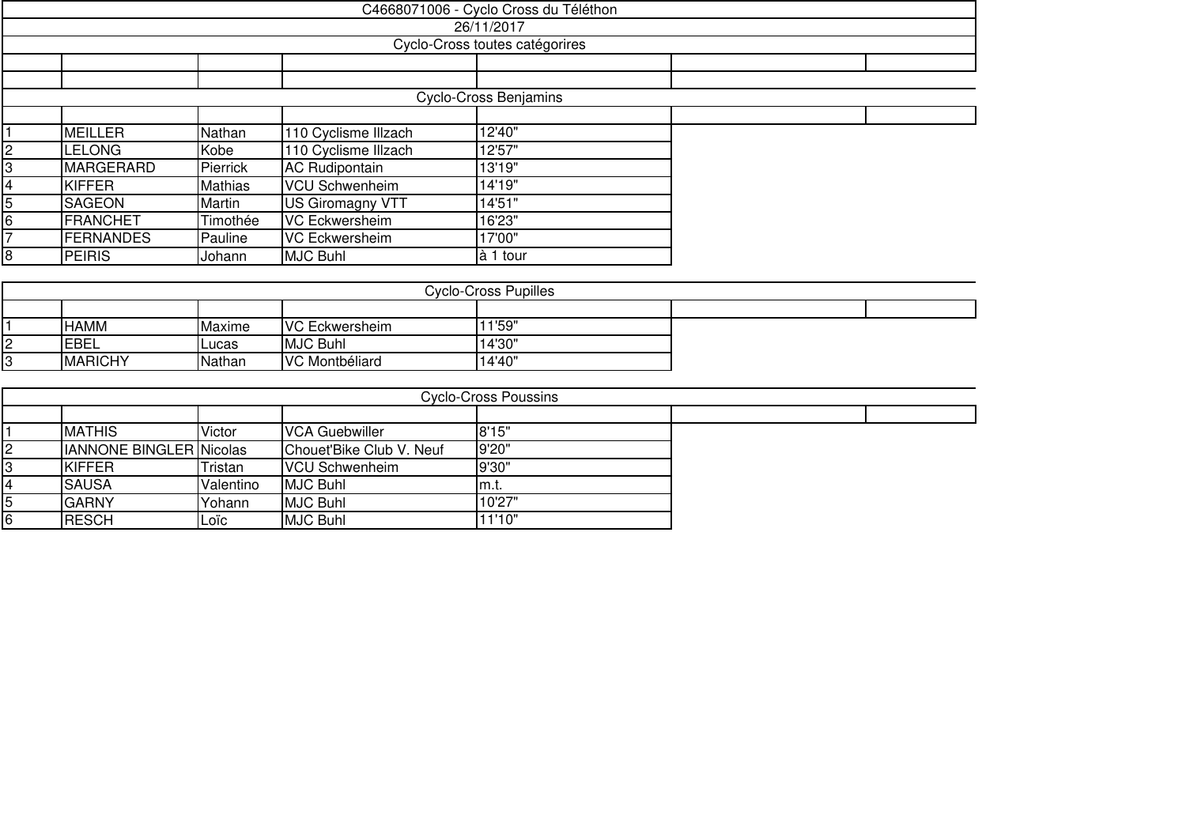C4668071006 - Cyclo Cross du Téléthon

26/11/2017

Cyclo-Cross toutes catégorires

## Cyclo-Cross Benjamins

| | | | | |
|---|---|---|---|---|
| 1 | MEILLER | Nathan | 110 Cyclisme Illzach | 12'40" |
| 2 | LELONG | Kobe | 110 Cyclisme Illzach | 12'57" |
| 3 | MARGERARD | Pierrick | AC Rudipontain | 13'19" |
| 4 | KIFFER | Mathias | VCU Schwenheim | 14'19" |
| 5 | SAGEON | Martin | US Giromagny VTT | 14'51" |
| 6 | FRANCHET | Timothée | VC Eckwersheim | 16'23" |
| 7 | FERNANDES | Pauline | VC Eckwersheim | 17'00" |
| 8 | PEIRIS | Johann | MJC Buhl | à 1 tour |

## Cyclo-Cross Pupilles

| | | | | |
|---|---|---|---|---|
| 1 | HAMM | Maxime | VC Eckwersheim | 11'59" |
| 2 | EBEL | Lucas | MJC Buhl | 14'30" |
| 3 | MARICHY | Nathan | VC Montbéliard | 14'40" |

## Cyclo-Cross Poussins

| | | | | |
|---|---|---|---|---|
| 1 | MATHIS | Victor | VCA Guebwiller | 8'15" |
| 2 | IANNONE BINGLER | Nicolas | Chouet'Bike Club V. Neuf | 9'20" |
| 3 | KIFFER | Tristan | VCU Schwenheim | 9'30" |
| 4 | SAUSA | Valentino | MJC Buhl | m.t. |
| 5 | GARNY | Yohann | MJC Buhl | 10'27" |
| 6 | RESCH | Loïc | MJC Buhl | 11'10" |